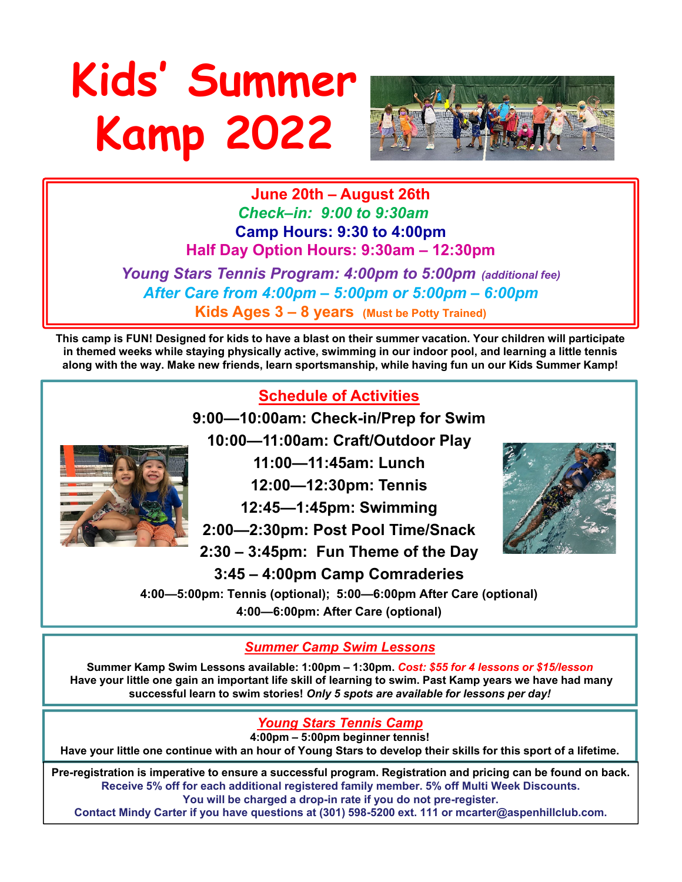# Kids' Summer Kamp 2022

**June 20th – August 26th**

***Check–in: 9:00 to 9:30am***

**Camp Hours: 9:30 to 4:00pm**

**Half Day Option Hours: 9:30am – 12:30pm**

***Young Stars Tennis Program: 4:00pm to 5:00pm*** *(additional fee)*

***After Care from 4:00pm – 5:00pm or 5:00pm – 6:00pm***

**Kids Ages 3 – 8 years** **(Must be Potty Trained)**

**This camp is FUN! Designed for kids to have a blast on their summer vacation. Your children will participate in themed weeks while staying physically active, swimming in our indoor pool, and learning a little tennis along with the way. Make new friends, learn sportsmanship, while having fun un our Kids Summer Kamp!**

## Schedule of Activities

**9:00—10:00am: Check-in/Prep for Swim**

**10:00—11:00am: Craft/Outdoor Play**

**11:00—11:45am: Lunch**

**12:00—12:30pm: Tennis**

**12:45—1:45pm: Swimming**

**2:00—2:30pm: Post Pool Time/Snack**

**2:30 – 3:45pm: Fun Theme of the Day**

**3:45 – 4:00pm Camp Comraderies**

**4:00—5:00pm: Tennis (optional); 5:00—6:00pm After Care (optional)**

**4:00—6:00pm: After Care (optional)**

## *Summer Camp Swim Lessons*

**Summer Kamp Swim Lessons available: 1:00pm – 1:30pm.** ***Cost: $55 for 4 lessons or $15/lesson***
**Have your little one gain an important life skill of learning to swim. Past Kamp years we have had many successful learn to swim stories!** ***Only 5 spots are available for lessons per day!***

## *Young Stars Tennis Camp*

**4:00pm – 5:00pm beginner tennis!**
**Have your little one continue with an hour of Young Stars to develop their skills for this sport of a lifetime.**

**Pre-registration is imperative to ensure a successful program. Registration and pricing can be found on back.**
**Receive 5% off for each additional registered family member. 5% off Multi Week Discounts.**
**You will be charged a drop-in rate if you do not pre-register.**
**Contact Mindy Carter if you have questions at (301) 598-5200 ext. 111 or mcarter@aspenhillclub.com.**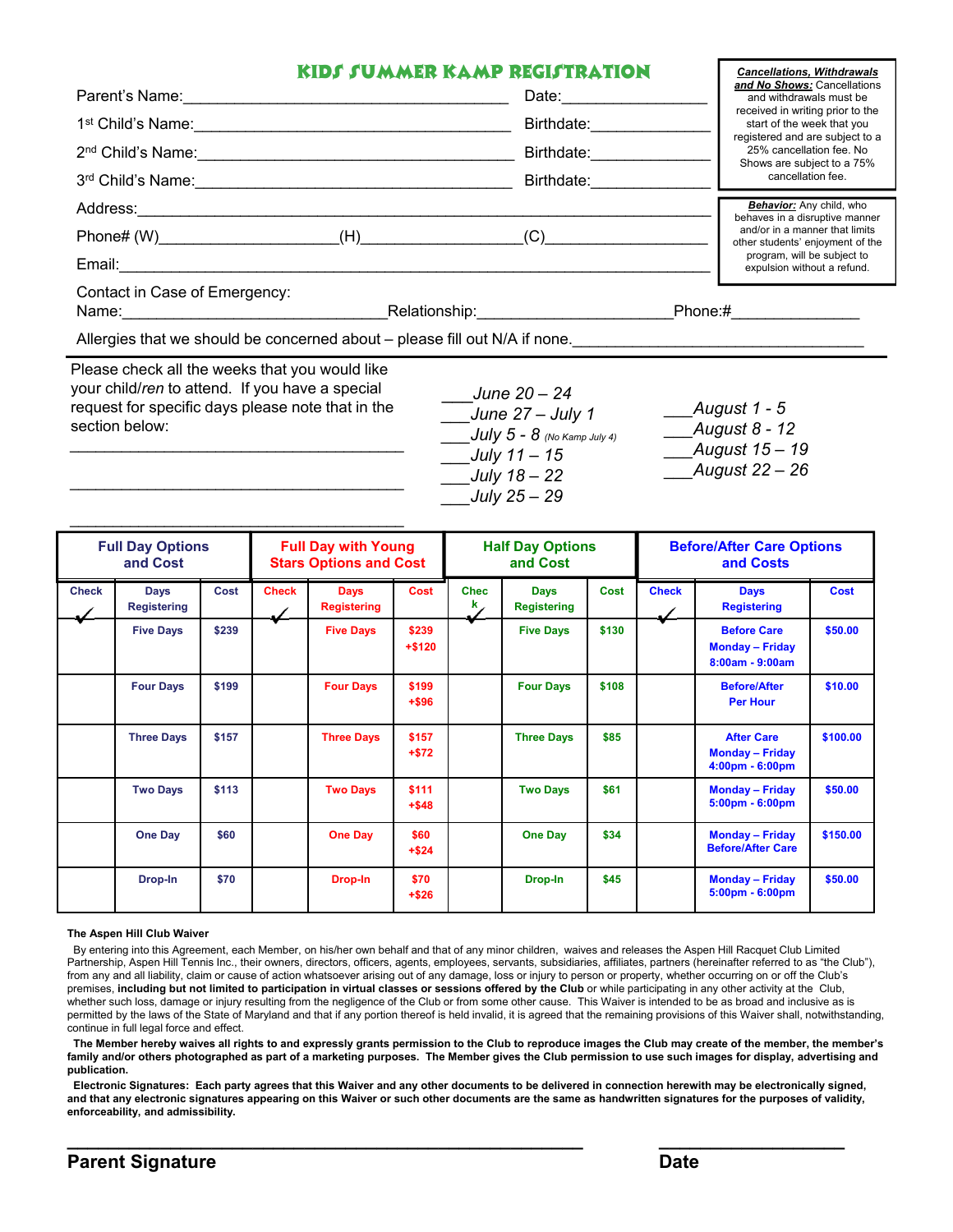# KIDS SUMMER KAMP REGISTRATION

Parent's Name:_______________________________________ Date:_________________

1st Child's Name:_____________________________________ Birthdate:______________

2nd Child's Name:_____________________________________ Birthdate:______________

3rd Child's Name:_____________________________________ Birthdate:______________

Address:_______________________________________________________________

Phone# (W)____________________(H)___________________(C)___________________

Email:_________________________________________________________________

**Cancellations, Withdrawals and No Shows:** Cancellations and withdrawals must be received in writing prior to the start of the week that you registered and are subject to a 25% cancellation fee. No Shows are subject to a 75% cancellation fee.

**Behavior:** Any child, who behaves in a disruptive manner and/or in a manner that limits other students' enjoyment of the program, will be subject to expulsion without a refund.

Contact in Case of Emergency:
Name:______________________________Relationship:_____________________Phone:#______________

Allergies that we should be concerned about – please fill out N/A if none.__________________________________

Please check all the weeks that you would like your child/ren to attend. If you have a special request for specific days please note that in the section below:

_______________________________________

_______________________________________

_______________________________________

___*June 20 – 24*
___*June 27 – July 1*
___*July 5 - 8* *(No Kamp July 4)*
___*July 11 – 15*
___*July 18 – 22*
___*July 25 – 29*

___*August 1 - 5*
___*August 8 - 12*
___*August 15 – 19*
___*August 22 – 26*

| Full Day Options and Cost | | | Full Day with Young Stars Options and Cost | | | Half Day Options and Cost | | | Before/After Care Options and Costs | | |
|---|---|---|---|---|---|---|---|---|---|---|---|
| Check ✓ | Days Registering | Cost | Check ✓ | Days Registering | Cost | Check ✓ | Days Registering | Cost | Check ✓ | Days Registering | Cost |
| | Five Days | $239 | | Five Days | $239 +$120 | | Five Days | $130 | | Before Care Monday – Friday 8:00am - 9:00am | $50.00 |
| | Four Days | $199 | | Four Days | $199 +$96 | | Four Days | $108 | | Before/After Per Hour | $10.00 |
| | Three Days | $157 | | Three Days | $157 +$72 | | Three Days | $85 | | After Care Monday – Friday 4:00pm - 6:00pm | $100.00 |
| | Two Days | $113 | | Two Days | $111 +$48 | | Two Days | $61 | | Monday – Friday 5:00pm - 6:00pm | $50.00 |
| | One Day | $60 | | One Day | $60 +$24 | | One Day | $34 | | Monday – Friday Before/After Care | $150.00 |
| | Drop-In | $70 | | Drop-In | $70 +$26 | | Drop-In | $45 | | Monday – Friday 5:00pm - 6:00pm | $50.00 |

**The Aspen Hill Club Waiver**

By entering into this Agreement, each Member, on his/her own behalf and that of any minor children, waives and releases the Aspen Hill Racquet Club Limited Partnership, Aspen Hill Tennis Inc., their owners, directors, officers, agents, employees, servants, subsidiaries, affiliates, partners (hereinafter referred to as "the Club"), from any and all liability, claim or cause of action whatsoever arising out of any damage, loss or injury to person or property, whether occurring on or off the Club's premises, **including but not limited to participation in virtual classes or sessions offered by the Club** or while participating in any other activity at the Club, whether such loss, damage or injury resulting from the negligence of the Club or from some other cause. This Waiver is intended to be as broad and inclusive as is permitted by the laws of the State of Maryland and that if any portion thereof is held invalid, it is agreed that the remaining provisions of this Waiver shall, notwithstanding, continue in full legal force and effect.

**The Member hereby waives all rights to and expressly grants permission to the Club to reproduce images the Club may create of the member, the member's family and/or others photographed as part of a marketing purposes. The Member gives the Club permission to use such images for display, advertising and publication.**

**Electronic Signatures: Each party agrees that this Waiver and any other documents to be delivered in connection herewith may be electronically signed, and that any electronic signatures appearing on this Waiver or such other documents are the same as handwritten signatures for the purposes of validity, enforceability, and admissibility.**

_____________________________________________ ________________

**Parent Signature** **Date**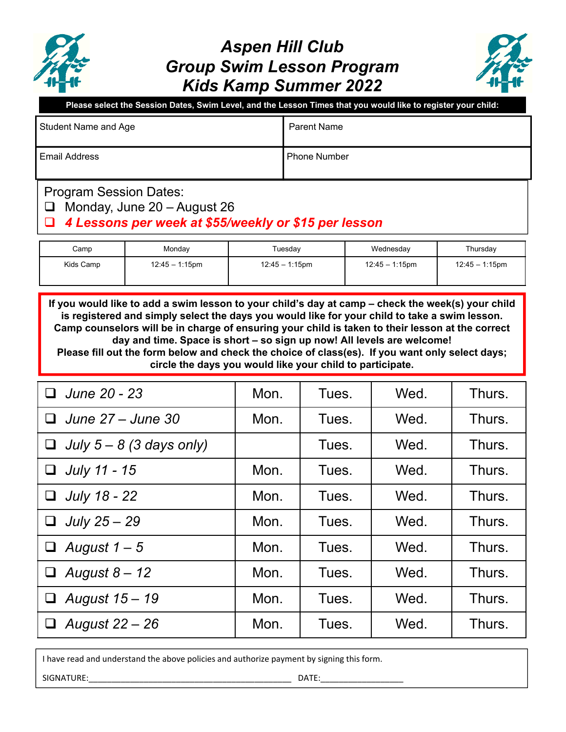# *Aspen Hill Club*
# *Group Swim Lesson Program*
# *Kids Kamp Summer 2022*

**Please select the Session Dates, Swim Level, and the Lesson Times that you would like to register your child:**

| Student Name and Age | Parent Name |
|---|---|
| Email Address | Phone Number |

Program Session Dates:

- ❑ Monday, June 20 – August 26
- ❑ ***4 Lessons per week at $55/weekly or $15 per lesson***

| Camp | Monday | Tuesday | Wednesday | Thursday |
|---|---|---|---|---|
| Kids Camp | 12:45 – 1:15pm | 12:45 – 1:15pm | 12:45 – 1:15pm | 12:45 – 1:15pm |

**If you would like to add a swim lesson to your child's day at camp – check the week(s) your child is registered and simply select the days you would like for your child to take a swim lesson. Camp counselors will be in charge of ensuring your child is taken to their lesson at the correct day and time. Space is short – so sign up now! All levels are welcome!**
**Please fill out the form below and check the choice of class(es). If you want only select days; circle the days you would like your child to participate.**

| | | | | |
|---|---|---|---|---|
| ❑ *June 20 - 23* | Mon. | Tues. | Wed. | Thurs. |
| ❑ *June 27 – June 30* | Mon. | Tues. | Wed. | Thurs. |
| ❑ *July 5 – 8 (3 days only)* | | Tues. | Wed. | Thurs. |
| ❑ *July 11 - 15* | Mon. | Tues. | Wed. | Thurs. |
| ❑ *July 18 - 22* | Mon. | Tues. | Wed. | Thurs. |
| ❑ *July 25 – 29* | Mon. | Tues. | Wed. | Thurs. |
| ❑ *August 1 – 5* | Mon. | Tues. | Wed. | Thurs. |
| ❑ *August 8 – 12* | Mon. | Tues. | Wed. | Thurs. |
| ❑ *August 15 – 19* | Mon. | Tues. | Wed. | Thurs. |
| ❑ *August 22 – 26* | Mon. | Tues. | Wed. | Thurs. |

I have read and understand the above policies and authorize payment by signing this form.

SIGNATURE:_____________________________________________ DATE:__________________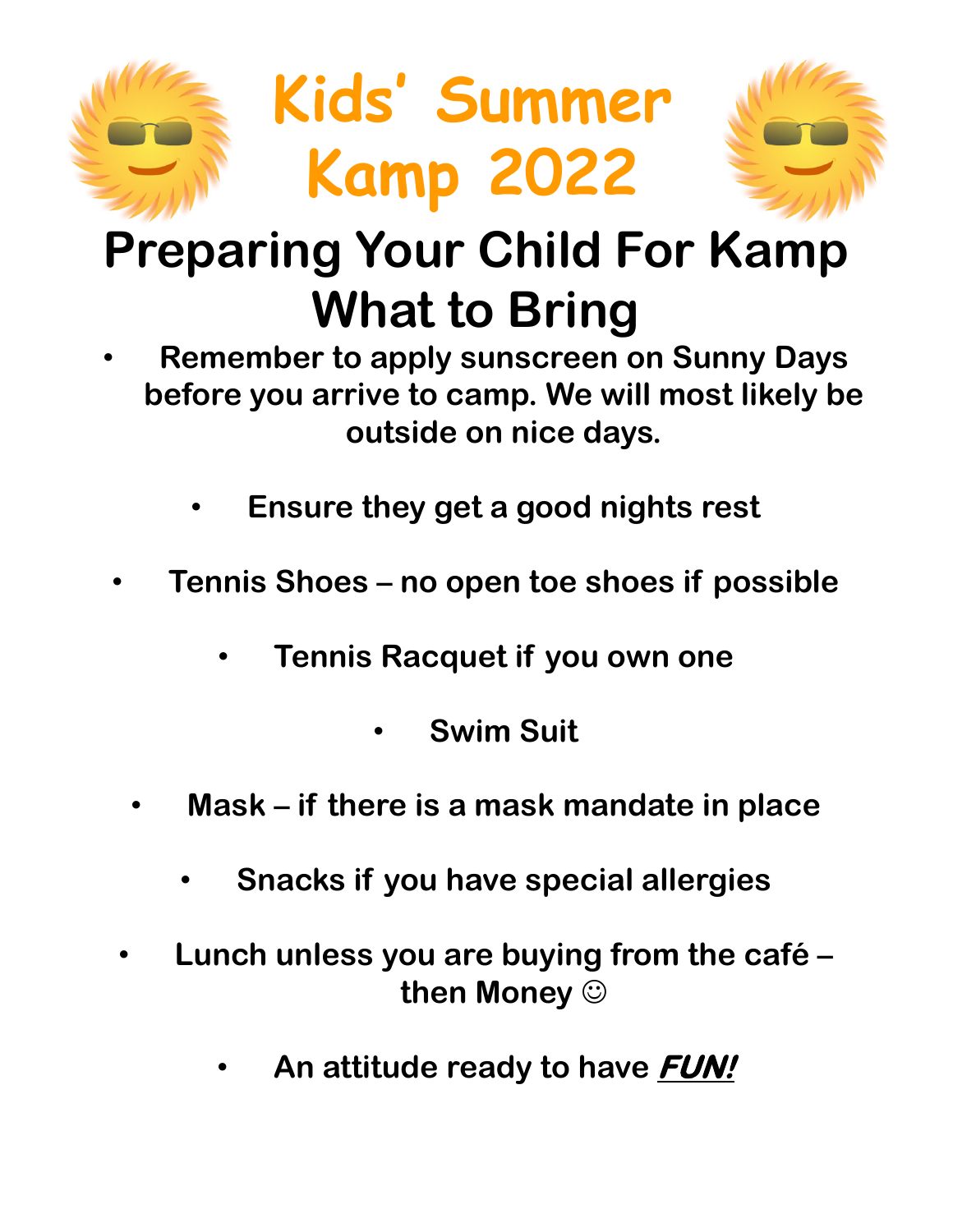# Kids' Summer Kamp 2022

## Preparing Your Child For Kamp
## What to Bring

- **Remember to apply sunscreen on Sunny Days before you arrive to camp. We will most likely be outside on nice days.**
- **Ensure they get a good nights rest**
- **Tennis Shoes – no open toe shoes if possible**
- **Tennis Racquet if you own one**
- **Swim Suit**
- **Mask – if there is a mask mandate in place**
- **Snacks if you have special allergies**
- **Lunch unless you are buying from the café – then Money ☺**
- **An attitude ready to have *FUN!***